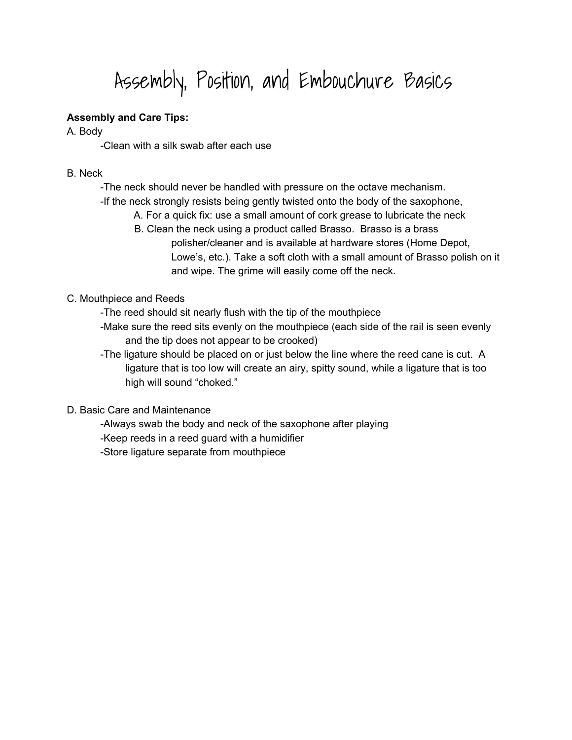# Assembly, Position, and Embouchure Basics

**Assembly and Care Tips:**

A. Body

- Clean with a silk swab after each use

B. Neck

- The neck should never be handled with pressure on the octave mechanism.
- If the neck strongly resists being gently twisted onto the body of the saxophone,
  - A. For a quick fix: use a small amount of cork grease to lubricate the neck
  - B. Clean the neck using a product called Brasso. Brasso is a brass polisher/cleaner and is available at hardware stores (Home Depot, Lowe's, etc.). Take a soft cloth with a small amount of Brasso polish on it and wipe. The grime will easily come off the neck.

C. Mouthpiece and Reeds

- The reed should sit nearly flush with the tip of the mouthpiece
- Make sure the reed sits evenly on the mouthpiece (each side of the rail is seen evenly and the tip does not appear to be crooked)
- The ligature should be placed on or just below the line where the reed cane is cut. A ligature that is too low will create an airy, spitty sound, while a ligature that is too high will sound "choked."

D. Basic Care and Maintenance

- Always swab the body and neck of the saxophone after playing
- Keep reeds in a reed guard with a humidifier
- Store ligature separate from mouthpiece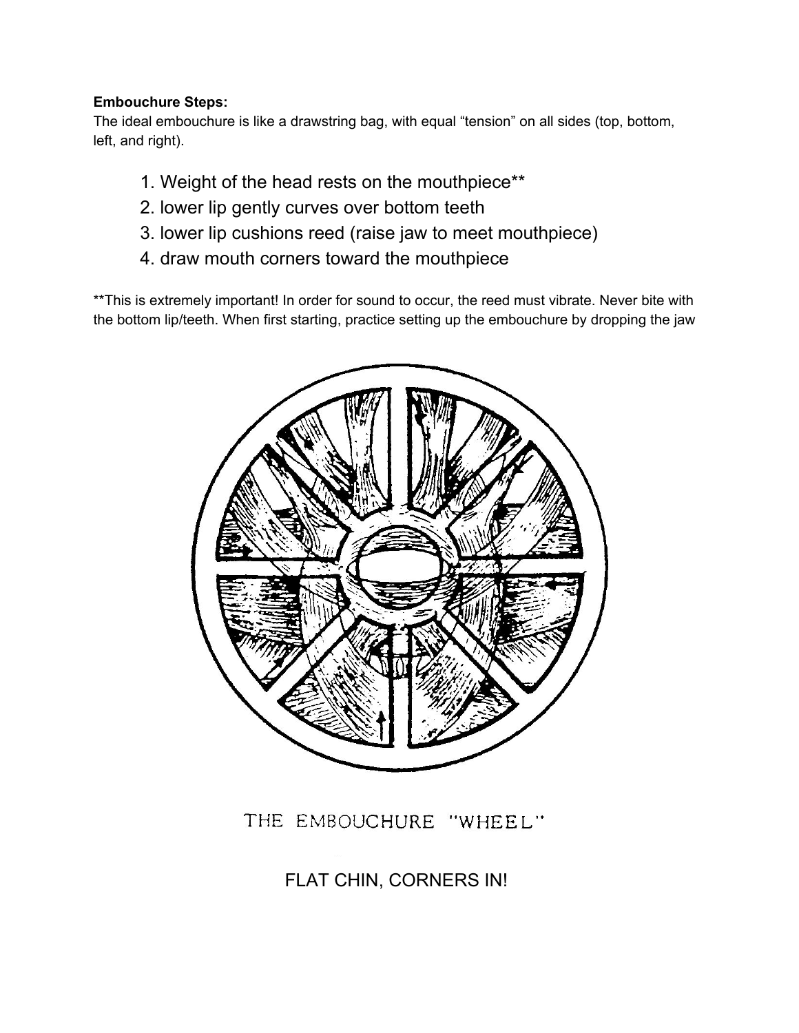**Embouchure Steps:**
The ideal embouchure is like a drawstring bag, with equal "tension" on all sides (top, bottom, left, and right).

1. Weight of the head rests on the mouthpiece**
2. lower lip gently curves over bottom teeth
3. lower lip cushions reed (raise jaw to meet mouthpiece)
4. draw mouth corners toward the mouthpiece

**This is extremely important! In order for sound to occur, the reed must vibrate. Never bite with the bottom lip/teeth. When first starting, practice setting up the embouchure by dropping the jaw

THE EMBOUCHURE "WHEEL"

FLAT CHIN, CORNERS IN!